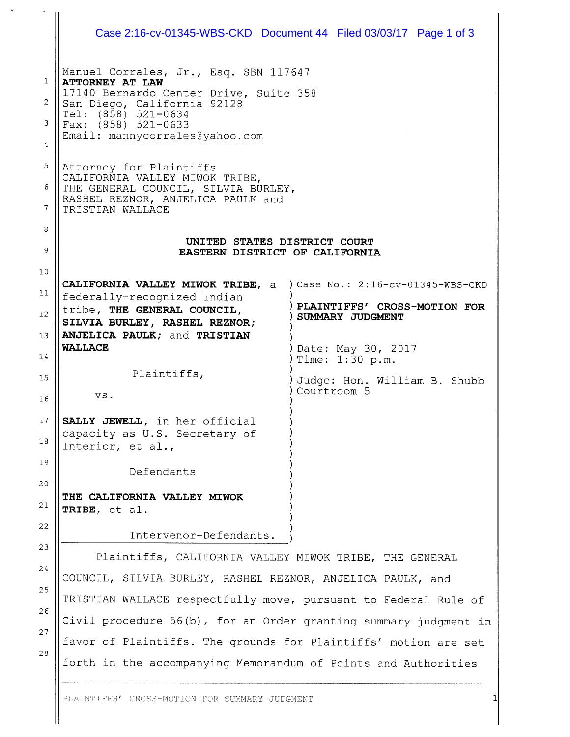Manuel Corrales, Jr., Esq. SBN 117647
**ATTORNEY AT LAW**
17140 Bernardo Center Drive, Suite 358
San Diego, California 92128
Tel: (858) 521-0634
Fax: (858) 521-0633
Email: mannycorrales@yahoo.com

Attorney for Plaintiffs
CALIFORNIA VALLEY MIWOK TRIBE,
THE GENERAL COUNCIL, SILVIA BURLEY,
RASHEL REZNOR, ANJELICA PAULK and
TRISTIAN WALLACE

**UNITED STATES DISTRICT COURT**
**EASTERN DISTRICT OF CALIFORNIA**

**CALIFORNIA VALLEY MIWOK TRIBE**, a federally-recognized Indian tribe, **THE GENERAL COUNCIL**, **SILVIA BURLEY**, **RASHEL REZNOR**; **ANJELICA PAULK**; and **TRISTIAN WALLACE**

Plaintiffs,

vs.

**SALLY JEWELL**, in her official capacity as U.S. Secretary of Interior, et al.,

Defendants

**THE CALIFORNIA VALLEY MIWOK TRIBE**, et al.

Intervenor-Defendants.

Case No.: 2:16-cv-01345-WBS-CKD

**PLAINTIFFS' CROSS-MOTION FOR SUMMARY JUDGMENT**

Date: May 30, 2017
Time: 1:30 p.m.

Judge: Hon. William B. Shubb
Courtroom 5

Plaintiffs, CALIFORNIA VALLEY MIWOK TRIBE, THE GENERAL COUNCIL, SILVIA BURLEY, RASHEL REZNOR, ANJELICA PAULK, and TRISTIAN WALLACE respectfully move, pursuant to Federal Rule of Civil procedure 56(b), for an Order granting summary judgment in favor of Plaintiffs. The grounds for Plaintiffs' motion are set forth in the accompanying Memorandum of Points and Authorities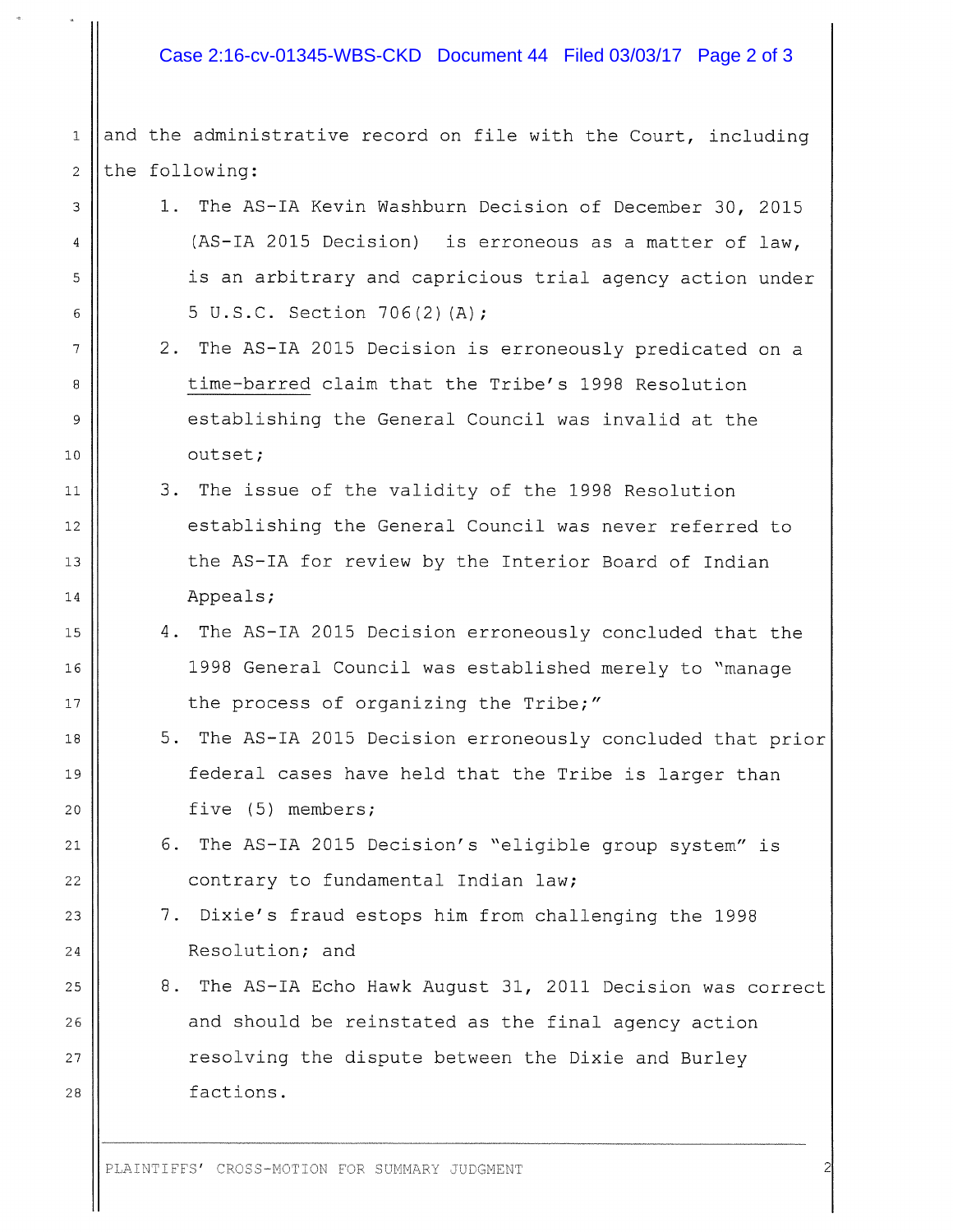and the administrative record on file with the Court, including the following:

1. The AS-IA Kevin Washburn Decision of December 30, 2015 (AS-IA 2015 Decision) is erroneous as a matter of law, is an arbitrary and capricious trial agency action under 5 U.S.C. Section 706(2)(A);
2. The AS-IA 2015 Decision is erroneously predicated on a time-barred claim that the Tribe's 1998 Resolution establishing the General Council was invalid at the outset;
3. The issue of the validity of the 1998 Resolution establishing the General Council was never referred to the AS-IA for review by the Interior Board of Indian Appeals;
4. The AS-IA 2015 Decision erroneously concluded that the 1998 General Council was established merely to "manage the process of organizing the Tribe;"
5. The AS-IA 2015 Decision erroneously concluded that prior federal cases have held that the Tribe is larger than five (5) members;
6. The AS-IA 2015 Decision's "eligible group system" is contrary to fundamental Indian law;
7. Dixie's fraud estops him from challenging the 1998 Resolution; and
8. The AS-IA Echo Hawk August 31, 2011 Decision was correct and should be reinstated as the final agency action resolving the dispute between the Dixie and Burley factions.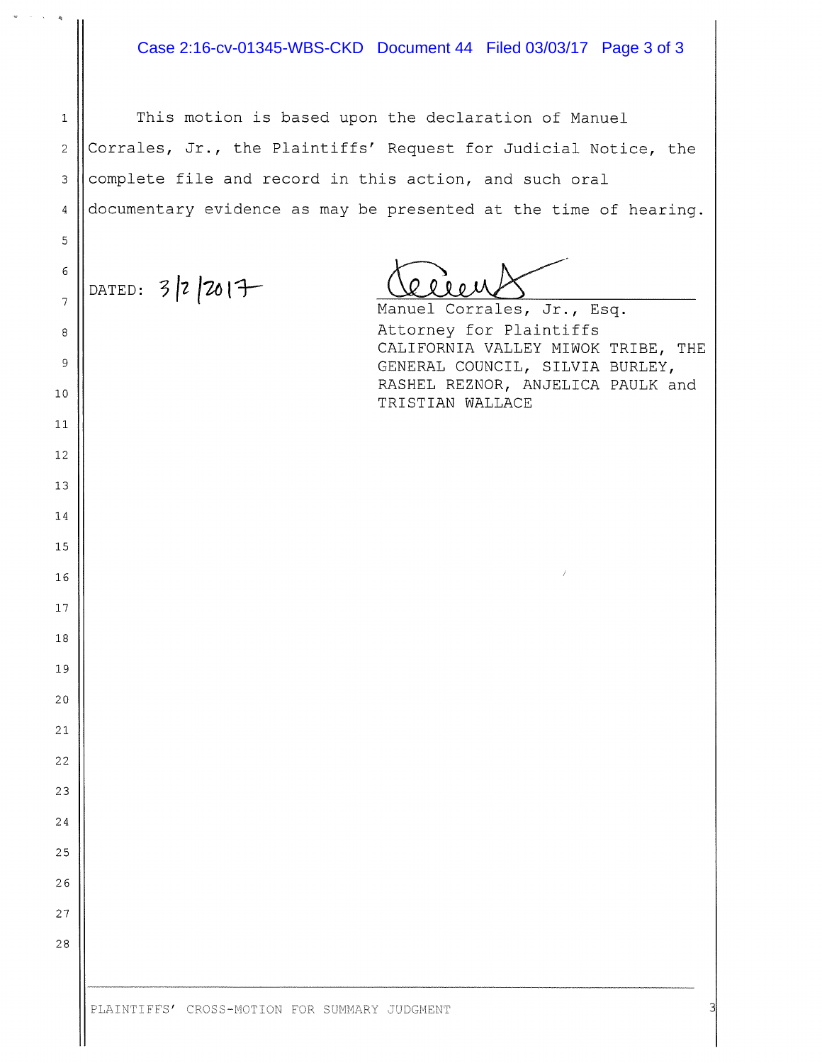This motion is based upon the declaration of Manuel Corrales, Jr., the Plaintiffs' Request for Judicial Notice, the complete file and record in this action, and such oral documentary evidence as may be presented at the time of hearing.

DATED: 3/2/2017

Manuel Corrales, Jr., Esq.
Attorney for Plaintiffs
CALIFORNIA VALLEY MIWOK TRIBE, THE GENERAL COUNCIL, SILVIA BURLEY, RASHEL REZNOR, ANJELICA PAULK and TRISTIAN WALLACE

PLAINTIFFS' CROSS-MOTION FOR SUMMARY JUDGMENT